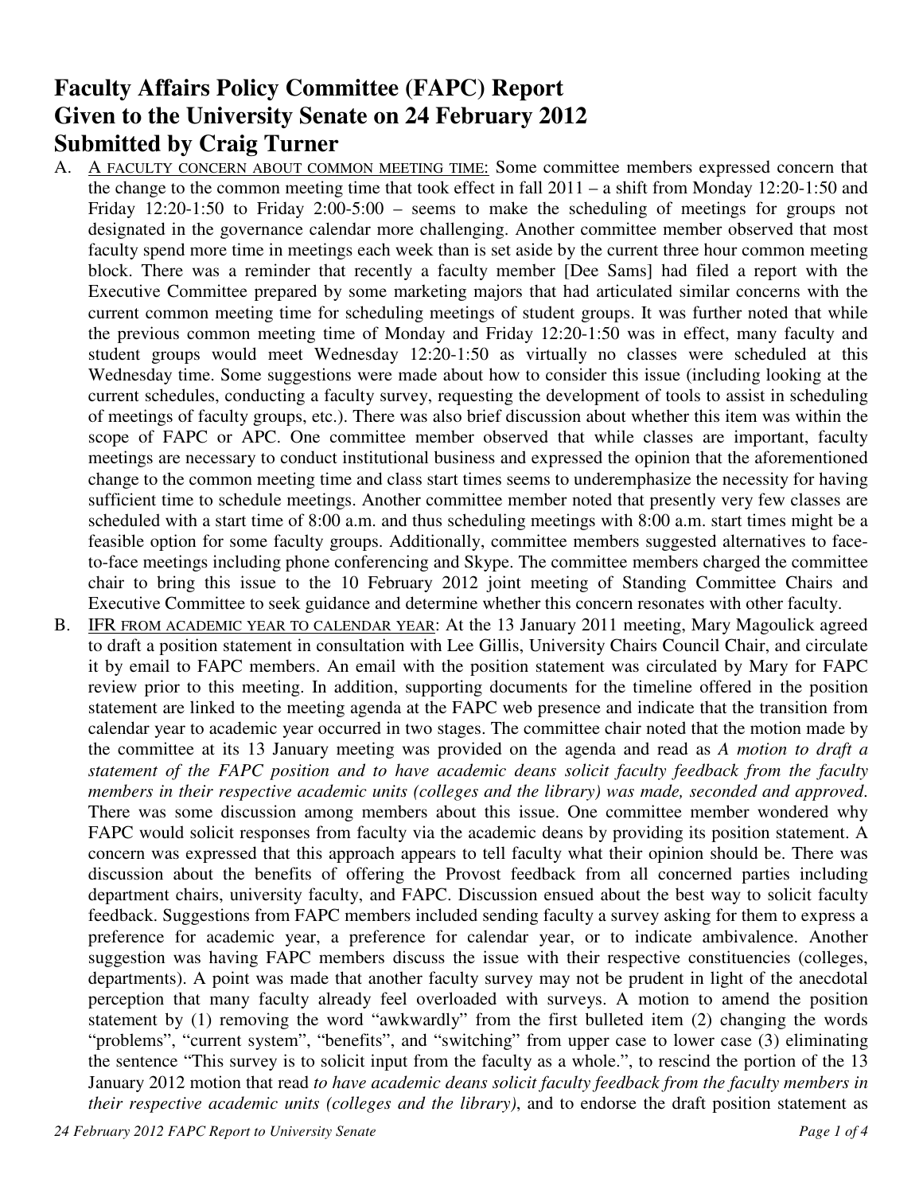# Faculty Affairs Policy Committee (FAPC) Report
# Given to the University Senate on 24 February 2012
# Submitted by Craig Turner

A. A FACULTY CONCERN ABOUT COMMON MEETING TIME: Some committee members expressed concern that the change to the common meeting time that took effect in fall 2011 – a shift from Monday 12:20-1:50 and Friday 12:20-1:50 to Friday 2:00-5:00 – seems to make the scheduling of meetings for groups not designated in the governance calendar more challenging. Another committee member observed that most faculty spend more time in meetings each week than is set aside by the current three hour common meeting block. There was a reminder that recently a faculty member [Dee Sams] had filed a report with the Executive Committee prepared by some marketing majors that had articulated similar concerns with the current common meeting time for scheduling meetings of student groups. It was further noted that while the previous common meeting time of Monday and Friday 12:20-1:50 was in effect, many faculty and student groups would meet Wednesday 12:20-1:50 as virtually no classes were scheduled at this Wednesday time. Some suggestions were made about how to consider this issue (including looking at the current schedules, conducting a faculty survey, requesting the development of tools to assist in scheduling of meetings of faculty groups, etc.). There was also brief discussion about whether this item was within the scope of FAPC or APC. One committee member observed that while classes are important, faculty meetings are necessary to conduct institutional business and expressed the opinion that the aforementioned change to the common meeting time and class start times seems to underemphasize the necessity for having sufficient time to schedule meetings. Another committee member noted that presently very few classes are scheduled with a start time of 8:00 a.m. and thus scheduling meetings with 8:00 a.m. start times might be a feasible option for some faculty groups. Additionally, committee members suggested alternatives to face-to-face meetings including phone conferencing and Skype. The committee members charged the committee chair to bring this issue to the 10 February 2012 joint meeting of Standing Committee Chairs and Executive Committee to seek guidance and determine whether this concern resonates with other faculty.

B. IFR FROM ACADEMIC YEAR TO CALENDAR YEAR: At the 13 January 2011 meeting, Mary Magoulick agreed to draft a position statement in consultation with Lee Gillis, University Chairs Council Chair, and circulate it by email to FAPC members. An email with the position statement was circulated by Mary for FAPC review prior to this meeting. In addition, supporting documents for the timeline offered in the position statement are linked to the meeting agenda at the FAPC web presence and indicate that the transition from calendar year to academic year occurred in two stages. The committee chair noted that the motion made by the committee at its 13 January meeting was provided on the agenda and read as *A motion to draft a statement of the FAPC position and to have academic deans solicit faculty feedback from the faculty members in their respective academic units (colleges and the library) was made, seconded and approved*. There was some discussion among members about this issue. One committee member wondered why FAPC would solicit responses from faculty via the academic deans by providing its position statement. A concern was expressed that this approach appears to tell faculty what their opinion should be. There was discussion about the benefits of offering the Provost feedback from all concerned parties including department chairs, university faculty, and FAPC. Discussion ensued about the best way to solicit faculty feedback. Suggestions from FAPC members included sending faculty a survey asking for them to express a preference for academic year, a preference for calendar year, or to indicate ambivalence. Another suggestion was having FAPC members discuss the issue with their respective constituencies (colleges, departments). A point was made that another faculty survey may not be prudent in light of the anecdotal perception that many faculty already feel overloaded with surveys. A motion to amend the position statement by (1) removing the word "awkwardly" from the first bulleted item (2) changing the words "problems", "current system", "benefits", and "switching" from upper case to lower case (3) eliminating the sentence "This survey is to solicit input from the faculty as a whole.", to rescind the portion of the 13 January 2012 motion that read *to have academic deans solicit faculty feedback from the faculty members in their respective academic units (colleges and the library)*, and to endorse the draft position statement as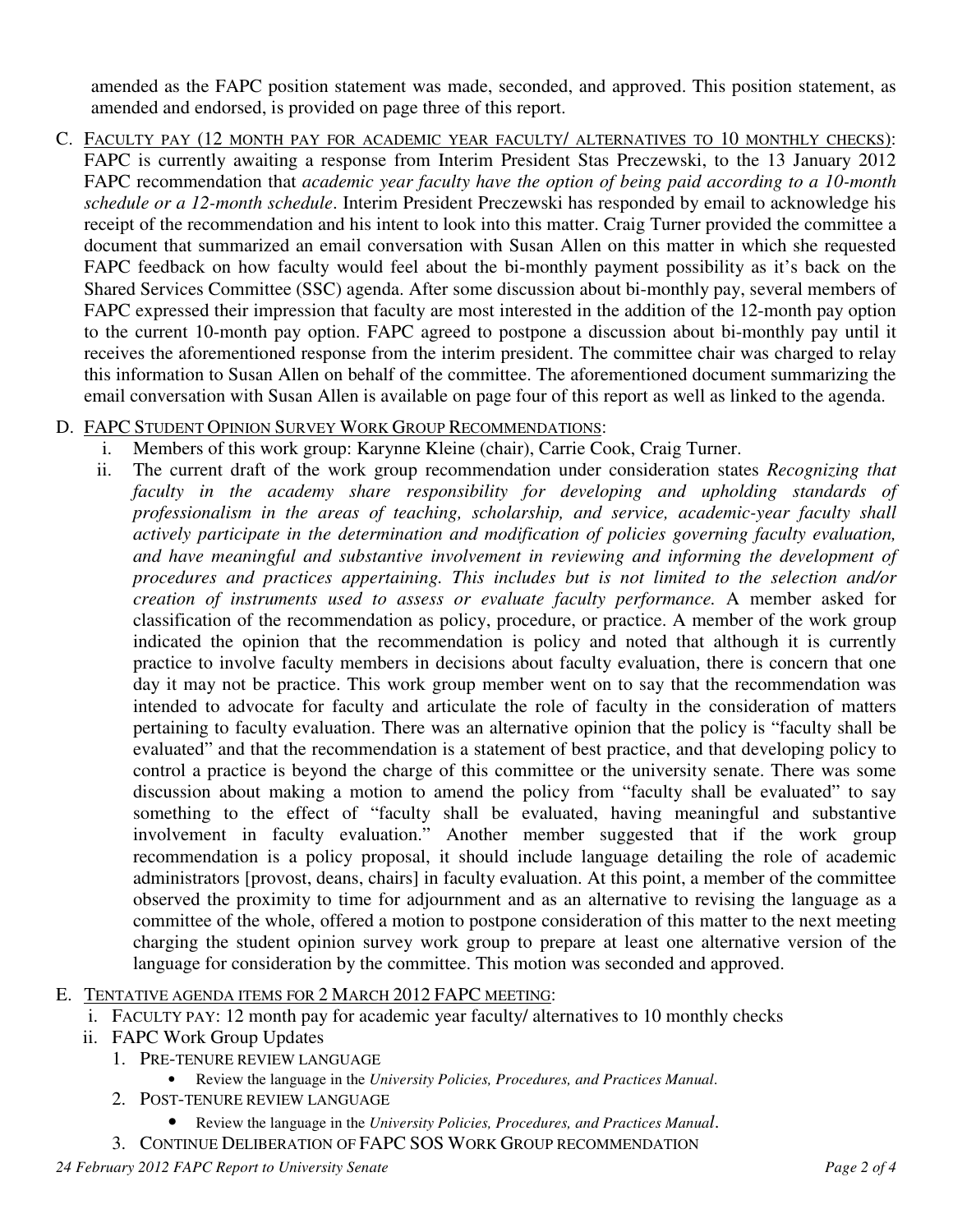amended as the FAPC position statement was made, seconded, and approved. This position statement, as amended and endorsed, is provided on page three of this report.

C. <u>FACULTY PAY (12 MONTH PAY FOR ACADEMIC YEAR FACULTY/ ALTERNATIVES TO 10 MONTHLY CHECKS)</u>: FAPC is currently awaiting a response from Interim President Stas Preczewski, to the 13 January 2012 FAPC recommendation that *academic year faculty have the option of being paid according to a 10-month schedule or a 12-month schedule*. Interim President Preczewski has responded by email to acknowledge his receipt of the recommendation and his intent to look into this matter. Craig Turner provided the committee a document that summarized an email conversation with Susan Allen on this matter in which she requested FAPC feedback on how faculty would feel about the bi-monthly payment possibility as it's back on the Shared Services Committee (SSC) agenda. After some discussion about bi-monthly pay, several members of FAPC expressed their impression that faculty are most interested in the addition of the 12-month pay option to the current 10-month pay option. FAPC agreed to postpone a discussion about bi-monthly pay until it receives the aforementioned response from the interim president. The committee chair was charged to relay this information to Susan Allen on behalf of the committee. The aforementioned document summarizing the email conversation with Susan Allen is available on page four of this report as well as linked to the agenda.

D. <u>FAPC STUDENT OPINION SURVEY WORK GROUP RECOMMENDATIONS</u>:
   i. Members of this work group: Karynne Kleine (chair), Carrie Cook, Craig Turner.
   ii. The current draft of the work group recommendation under consideration states *Recognizing that faculty in the academy share responsibility for developing and upholding standards of professionalism in the areas of teaching, scholarship, and service, academic-year faculty shall actively participate in the determination and modification of policies governing faculty evaluation, and have meaningful and substantive involvement in reviewing and informing the development of procedures and practices appertaining. This includes but is not limited to the selection and/or creation of instruments used to assess or evaluate faculty performance.* A member asked for classification of the recommendation as policy, procedure, or practice. A member of the work group indicated the opinion that the recommendation is policy and noted that although it is currently practice to involve faculty members in decisions about faculty evaluation, there is concern that one day it may not be practice. This work group member went on to say that the recommendation was intended to advocate for faculty and articulate the role of faculty in the consideration of matters pertaining to faculty evaluation. There was an alternative opinion that the policy is "faculty shall be evaluated" and that the recommendation is a statement of best practice, and that developing policy to control a practice is beyond the charge of this committee or the university senate. There was some discussion about making a motion to amend the policy from "faculty shall be evaluated" to say something to the effect of "faculty shall be evaluated, having meaningful and substantive involvement in faculty evaluation." Another member suggested that if the work group recommendation is a policy proposal, it should include language detailing the role of academic administrators [provost, deans, chairs] in faculty evaluation. At this point, a member of the committee observed the proximity to time for adjournment and as an alternative to revising the language as a committee of the whole, offered a motion to postpone consideration of this matter to the next meeting charging the student opinion survey work group to prepare at least one alternative version of the language for consideration by the committee. This motion was seconded and approved.

E. <u>TENTATIVE AGENDA ITEMS FOR 2 MARCH 2012 FAPC MEETING</u>:
   i. FACULTY PAY: 12 month pay for academic year faculty/ alternatives to 10 monthly checks
   ii. FAPC Work Group Updates
      1. PRE-TENURE REVIEW LANGUAGE
         - Review the language in the *University Policies, Procedures, and Practices Manual*.
      2. POST-TENURE REVIEW LANGUAGE
         - Review the language in the *University Policies, Procedures, and Practices Manual*.
      3. CONTINUE DELIBERATION OF FAPC SOS WORK GROUP RECOMMENDATION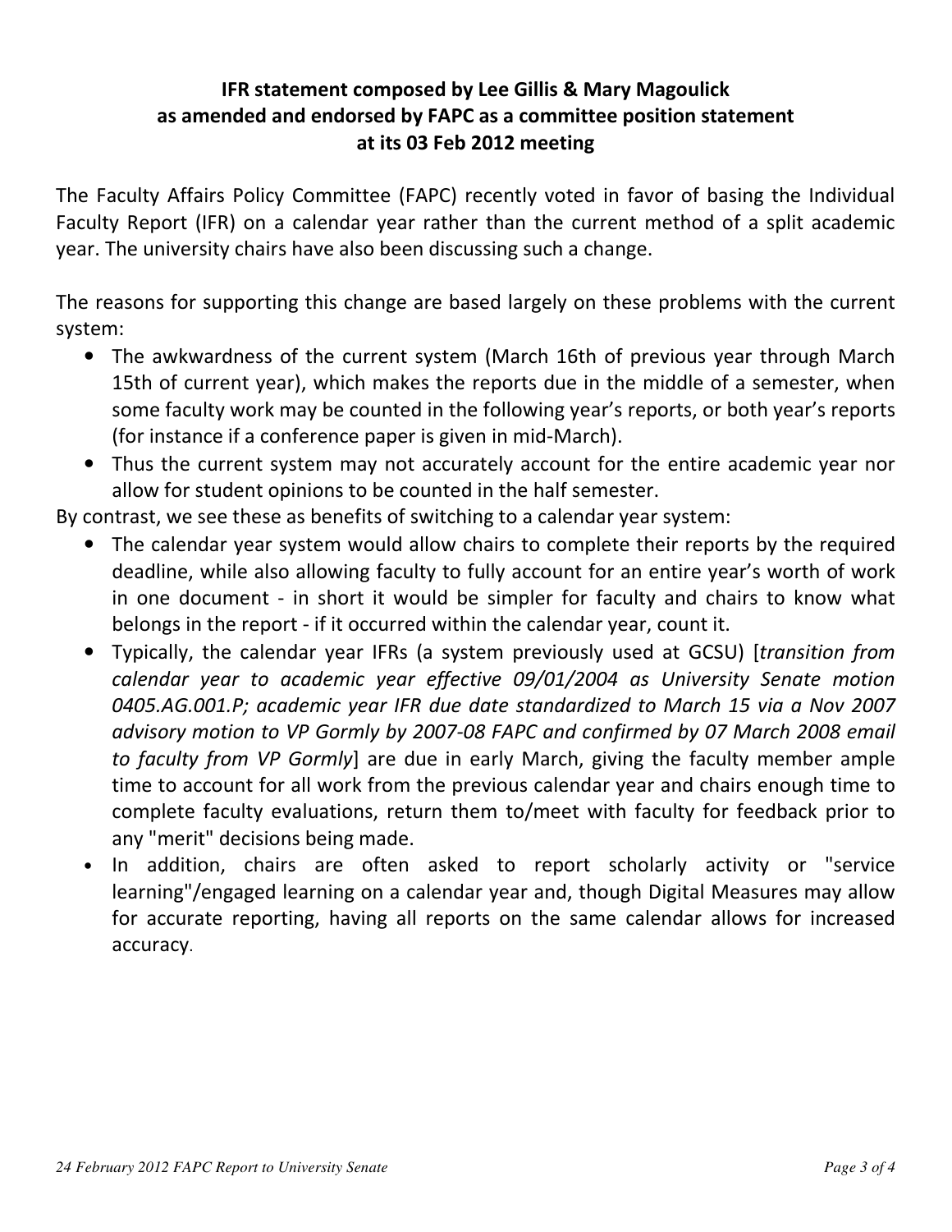**IFR statement composed by Lee Gillis & Mary Magoulick as amended and endorsed by FAPC as a committee position statement at its 03 Feb 2012 meeting**

The Faculty Affairs Policy Committee (FAPC) recently voted in favor of basing the Individual Faculty Report (IFR) on a calendar year rather than the current method of a split academic year. The university chairs have also been discussing such a change.

The reasons for supporting this change are based largely on these problems with the current system:

- The awkwardness of the current system (March 16th of previous year through March 15th of current year), which makes the reports due in the middle of a semester, when some faculty work may be counted in the following year's reports, or both year's reports (for instance if a conference paper is given in mid-March).
- Thus the current system may not accurately account for the entire academic year nor allow for student opinions to be counted in the half semester.

By contrast, we see these as benefits of switching to a calendar year system:

- The calendar year system would allow chairs to complete their reports by the required deadline, while also allowing faculty to fully account for an entire year's worth of work in one document - in short it would be simpler for faculty and chairs to know what belongs in the report - if it occurred within the calendar year, count it.
- Typically, the calendar year IFRs (a system previously used at GCSU) [*transition from calendar year to academic year effective 09/01/2004 as University Senate motion 0405.AG.001.P; academic year IFR due date standardized to March 15 via a Nov 2007 advisory motion to VP Gormly by 2007-08 FAPC and confirmed by 07 March 2008 email to faculty from VP Gormly*] are due in early March, giving the faculty member ample time to account for all work from the previous calendar year and chairs enough time to complete faculty evaluations, return them to/meet with faculty for feedback prior to any "merit" decisions being made.
- In addition, chairs are often asked to report scholarly activity or "service learning"/engaged learning on a calendar year and, though Digital Measures may allow for accurate reporting, having all reports on the same calendar allows for increased accuracy.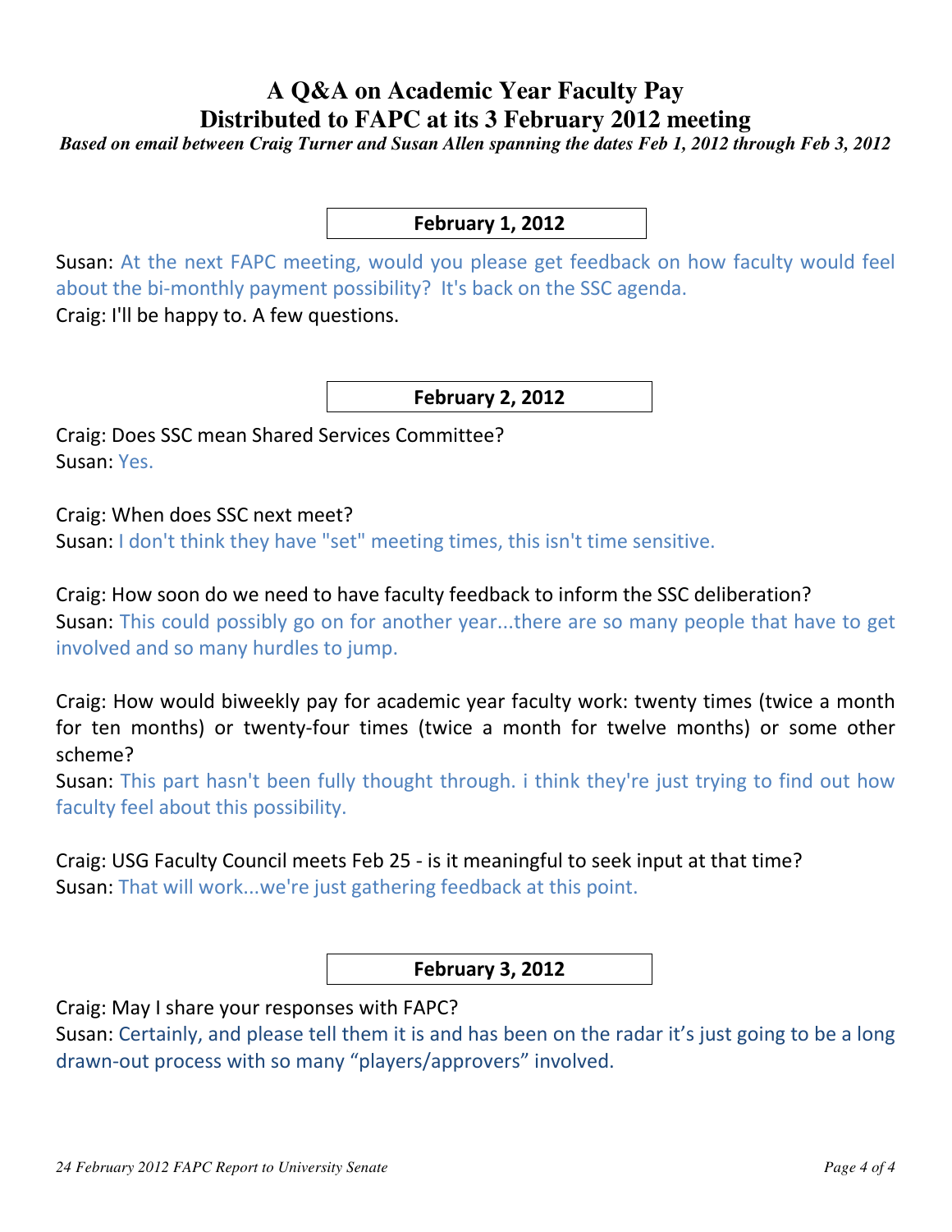# A Q&A on Academic Year Faculty Pay
# Distributed to FAPC at its 3 February 2012 meeting

*Based on email between Craig Turner and Susan Allen spanning the dates Feb 1, 2012 through Feb 3, 2012*

**February 1, 2012**

Susan: At the next FAPC meeting, would you please get feedback on how faculty would feel about the bi-monthly payment possibility? It's back on the SSC agenda.

Craig: I'll be happy to. A few questions.

**February 2, 2012**

Craig: Does SSC mean Shared Services Committee?

Susan: Yes.

Craig: When does SSC next meet?

Susan: I don't think they have "set" meeting times, this isn't time sensitive.

Craig: How soon do we need to have faculty feedback to inform the SSC deliberation?

Susan: This could possibly go on for another year...there are so many people that have to get involved and so many hurdles to jump.

Craig: How would biweekly pay for academic year faculty work: twenty times (twice a month for ten months) or twenty-four times (twice a month for twelve months) or some other scheme?

Susan: This part hasn't been fully thought through. i think they're just trying to find out how faculty feel about this possibility.

Craig: USG Faculty Council meets Feb 25 - is it meaningful to seek input at that time?

Susan: That will work...we're just gathering feedback at this point.

**February 3, 2012**

Craig: May I share your responses with FAPC?

Susan: Certainly, and please tell them it is and has been on the radar it's just going to be a long drawn-out process with so many "players/approvers" involved.